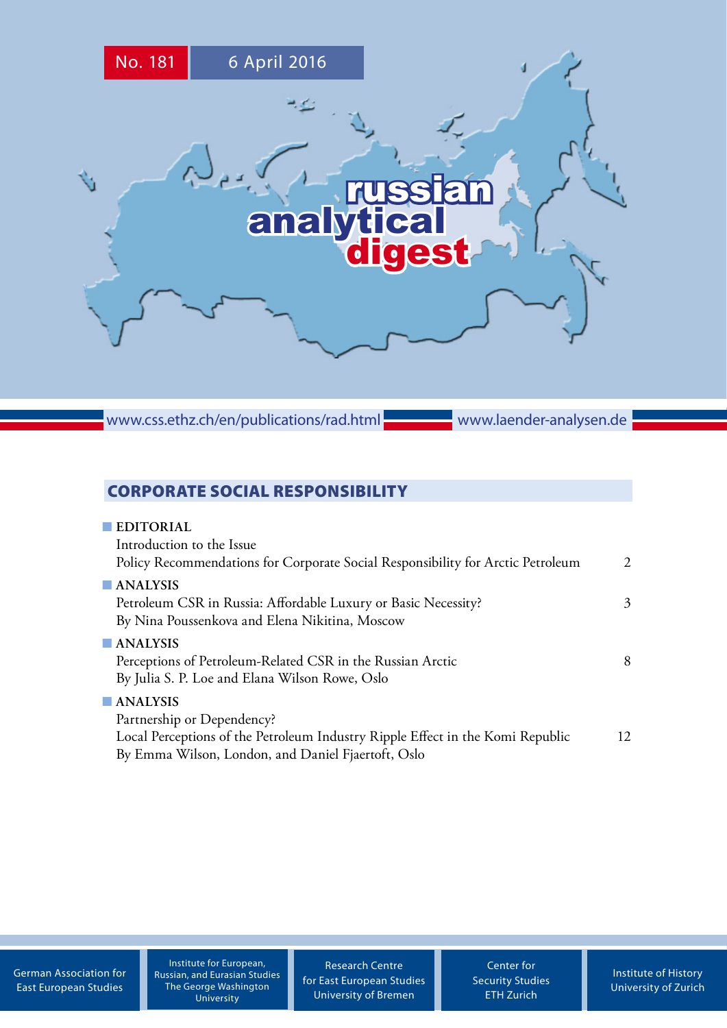No. 181 6 April 2016

# russian analytical digest

www.css.ethz.ch/en/publications/rad.html www.laender-analysen.de

## CORPORATE SOCIAL RESPONSIBILITY

**EDITORIAL**
Introduction to the Issue
Policy Recommendations for Corporate Social Responsibility for Arctic Petroleum 2

**ANALYSIS**
Petroleum CSR in Russia: Affordable Luxury or Basic Necessity? 3
By Nina Poussenkova and Elena Nikitina, Moscow

**ANALYSIS**
Perceptions of Petroleum-Related CSR in the Russian Arctic 8
By Julia S. P. Loe and Elana Wilson Rowe, Oslo

**ANALYSIS**
Partnership or Dependency?
Local Perceptions of the Petroleum Industry Ripple Effect in the Komi Republic 12
By Emma Wilson, London, and Daniel Fjaertoft, Oslo

German Association for East European Studies | Institute for European, Russian, and Eurasian Studies The George Washington University | Research Centre for East European Studies University of Bremen | Center for Security Studies ETH Zurich | Institute of History University of Zurich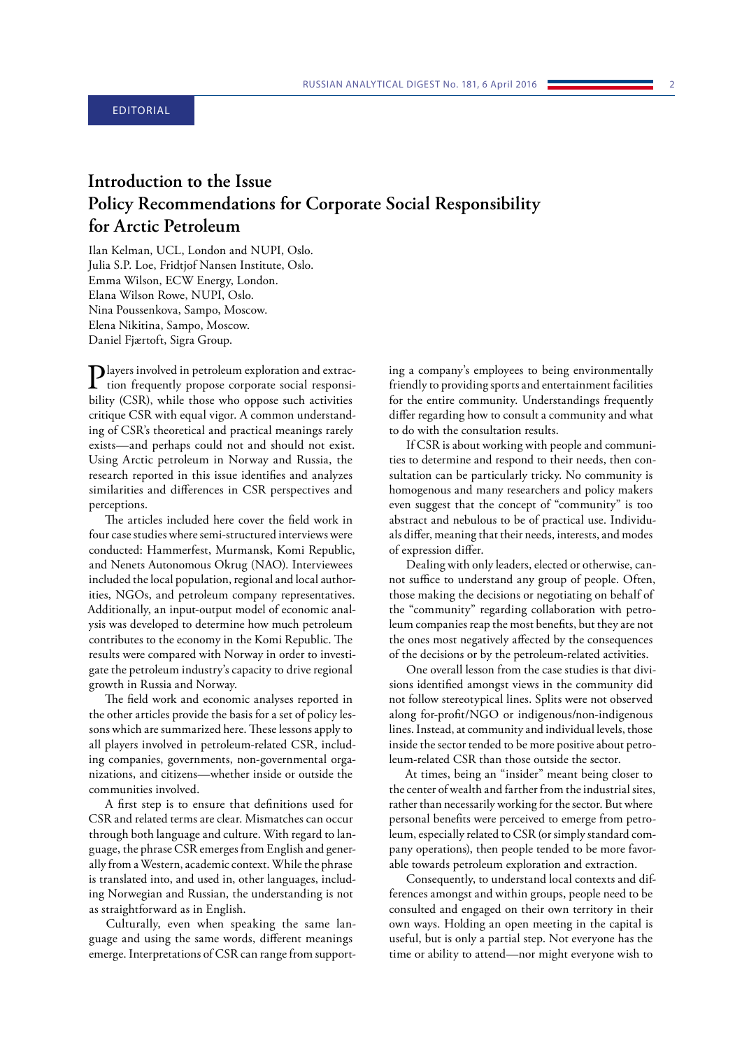EDITORIAL

# Introduction to the Issue
# Policy Recommendations for Corporate Social Responsibility for Arctic Petroleum

Ilan Kelman, UCL, London and NUPI, Oslo.
Julia S.P. Loe, Fridtjof Nansen Institute, Oslo.
Emma Wilson, ECW Energy, London.
Elana Wilson Rowe, NUPI, Oslo.
Nina Poussenkova, Sampo, Moscow.
Elena Nikitina, Sampo, Moscow.
Daniel Fjærtoft, Sigra Group.

Players involved in petroleum exploration and extraction frequently propose corporate social responsibility (CSR), while those who oppose such activities critique CSR with equal vigor. A common understanding of CSR's theoretical and practical meanings rarely exists—and perhaps could not and should not exist. Using Arctic petroleum in Norway and Russia, the research reported in this issue identifies and analyzes similarities and differences in CSR perspectives and perceptions.

The articles included here cover the field work in four case studies where semi-structured interviews were conducted: Hammerfest, Murmansk, Komi Republic, and Nenets Autonomous Okrug (NAO). Interviewees included the local population, regional and local authorities, NGOs, and petroleum company representatives. Additionally, an input-output model of economic analysis was developed to determine how much petroleum contributes to the economy in the Komi Republic. The results were compared with Norway in order to investigate the petroleum industry's capacity to drive regional growth in Russia and Norway.

The field work and economic analyses reported in the other articles provide the basis for a set of policy lessons which are summarized here. These lessons apply to all players involved in petroleum-related CSR, including companies, governments, non-governmental organizations, and citizens—whether inside or outside the communities involved.

A first step is to ensure that definitions used for CSR and related terms are clear. Mismatches can occur through both language and culture. With regard to language, the phrase CSR emerges from English and generally from a Western, academic context. While the phrase is translated into, and used in, other languages, including Norwegian and Russian, the understanding is not as straightforward as in English.

Culturally, even when speaking the same language and using the same words, different meanings emerge. Interpretations of CSR can range from supporting a company's employees to being environmentally friendly to providing sports and entertainment facilities for the entire community. Understandings frequently differ regarding how to consult a community and what to do with the consultation results.

If CSR is about working with people and communities to determine and respond to their needs, then consultation can be particularly tricky. No community is homogenous and many researchers and policy makers even suggest that the concept of "community" is too abstract and nebulous to be of practical use. Individuals differ, meaning that their needs, interests, and modes of expression differ.

Dealing with only leaders, elected or otherwise, cannot suffice to understand any group of people. Often, those making the decisions or negotiating on behalf of the "community" regarding collaboration with petroleum companies reap the most benefits, but they are not the ones most negatively affected by the consequences of the decisions or by the petroleum-related activities.

One overall lesson from the case studies is that divisions identified amongst views in the community did not follow stereotypical lines. Splits were not observed along for-profit/NGO or indigenous/non-indigenous lines. Instead, at community and individual levels, those inside the sector tended to be more positive about petroleum-related CSR than those outside the sector.

At times, being an "insider" meant being closer to the center of wealth and farther from the industrial sites, rather than necessarily working for the sector. But where personal benefits were perceived to emerge from petroleum, especially related to CSR (or simply standard company operations), then people tended to be more favorable towards petroleum exploration and extraction.

Consequently, to understand local contexts and differences amongst and within groups, people need to be consulted and engaged on their own territory in their own ways. Holding an open meeting in the capital is useful, but is only a partial step. Not everyone has the time or ability to attend—nor might everyone wish to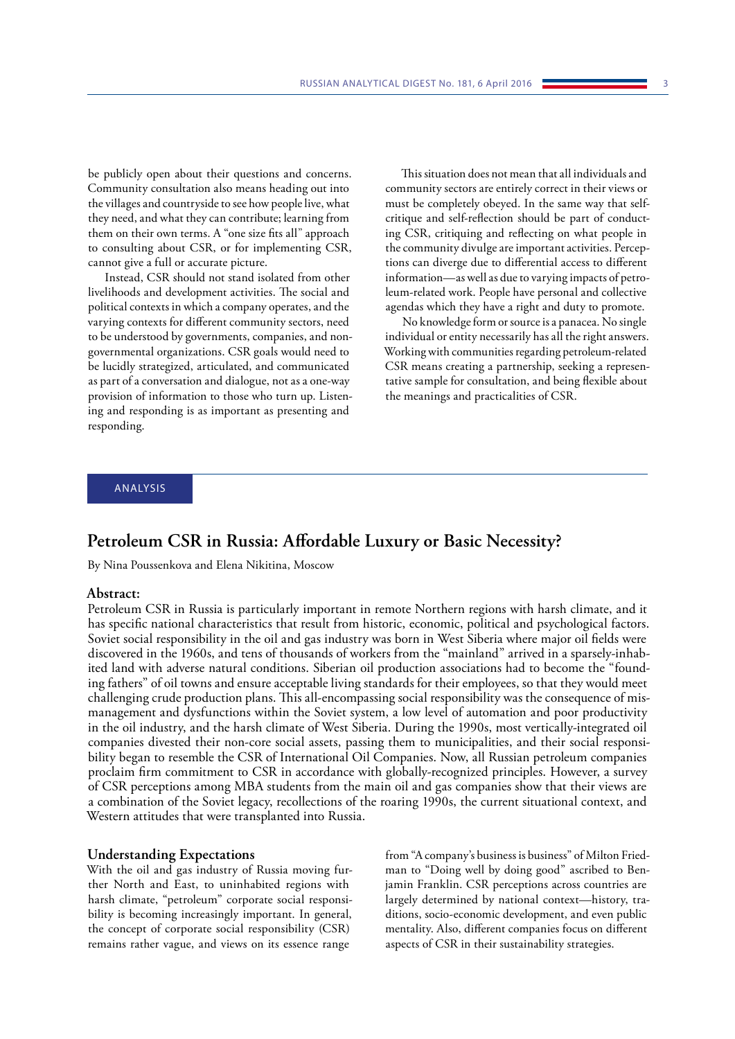be publicly open about their questions and concerns. Community consultation also means heading out into the villages and countryside to see how people live, what they need, and what they can contribute; learning from them on their own terms. A "one size fits all" approach to consulting about CSR, or for implementing CSR, cannot give a full or accurate picture.

Instead, CSR should not stand isolated from other livelihoods and development activities. The social and political contexts in which a company operates, and the varying contexts for different community sectors, need to be understood by governments, companies, and non-governmental organizations. CSR goals would need to be lucidly strategized, articulated, and communicated as part of a conversation and dialogue, not as a one-way provision of information to those who turn up. Listening and responding is as important as presenting and responding.

This situation does not mean that all individuals and community sectors are entirely correct in their views or must be completely obeyed. In the same way that self-critique and self-reflection should be part of conducting CSR, critiquing and reflecting on what people in the community divulge are important activities. Perceptions can diverge due to differential access to different information—as well as due to varying impacts of petroleum-related work. People have personal and collective agendas which they have a right and duty to promote.

No knowledge form or source is a panacea. No single individual or entity necessarily has all the right answers. Working with communities regarding petroleum-related CSR means creating a partnership, seeking a representative sample for consultation, and being flexible about the meanings and practicalities of CSR.

ANALYSIS

## Petroleum CSR in Russia: Affordable Luxury or Basic Necessity?

By Nina Poussenkova and Elena Nikitina, Moscow

### Abstract:

Petroleum CSR in Russia is particularly important in remote Northern regions with harsh climate, and it has specific national characteristics that result from historic, economic, political and psychological factors. Soviet social responsibility in the oil and gas industry was born in West Siberia where major oil fields were discovered in the 1960s, and tens of thousands of workers from the "mainland" arrived in a sparsely-inhabited land with adverse natural conditions. Siberian oil production associations had to become the "founding fathers" of oil towns and ensure acceptable living standards for their employees, so that they would meet challenging crude production plans. This all-encompassing social responsibility was the consequence of mismanagement and dysfunctions within the Soviet system, a low level of automation and poor productivity in the oil industry, and the harsh climate of West Siberia. During the 1990s, most vertically-integrated oil companies divested their non-core social assets, passing them to municipalities, and their social responsibility began to resemble the CSR of International Oil Companies. Now, all Russian petroleum companies proclaim firm commitment to CSR in accordance with globally-recognized principles. However, a survey of CSR perceptions among MBA students from the main oil and gas companies show that their views are a combination of the Soviet legacy, recollections of the roaring 1990s, the current situational context, and Western attitudes that were transplanted into Russia.

### Understanding Expectations

With the oil and gas industry of Russia moving further North and East, to uninhabited regions with harsh climate, "petroleum" corporate social responsibility is becoming increasingly important. In general, the concept of corporate social responsibility (CSR) remains rather vague, and views on its essence range from "A company's business is business" of Milton Friedman to "Doing well by doing good" ascribed to Benjamin Franklin. CSR perceptions across countries are largely determined by national context—history, traditions, socio-economic development, and even public mentality. Also, different companies focus on different aspects of CSR in their sustainability strategies.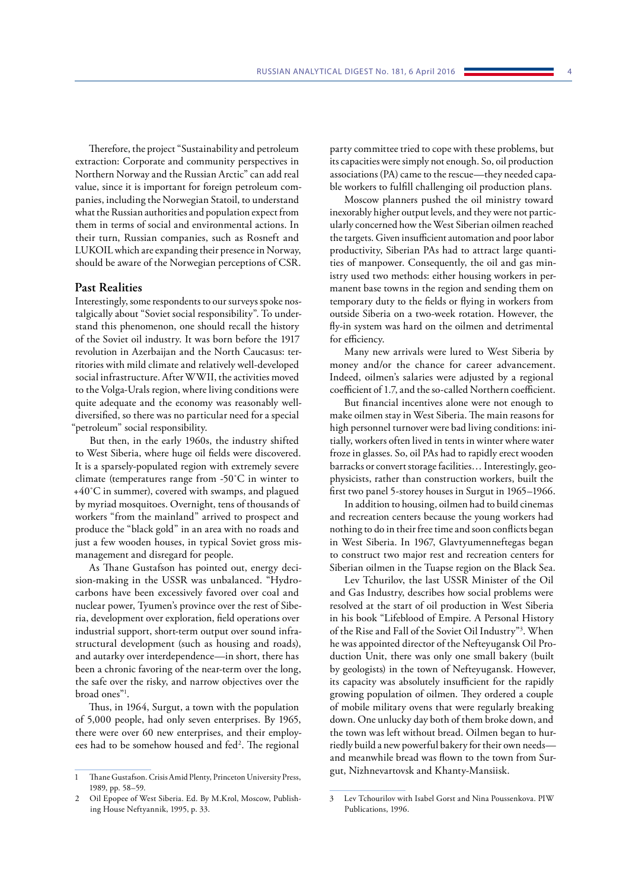Therefore, the project "Sustainability and petroleum extraction: Corporate and community perspectives in Northern Norway and the Russian Arctic" can add real value, since it is important for foreign petroleum companies, including the Norwegian Statoil, to understand what the Russian authorities and population expect from them in terms of social and environmental actions. In their turn, Russian companies, such as Rosneft and LUKOIL which are expanding their presence in Norway, should be aware of the Norwegian perceptions of CSR.

## Past Realities

Interestingly, some respondents to our surveys spoke nostalgically about "Soviet social responsibility". To understand this phenomenon, one should recall the history of the Soviet oil industry. It was born before the 1917 revolution in Azerbaijan and the North Caucasus: territories with mild climate and relatively well-developed social infrastructure. After WWII, the activities moved to the Volga-Urals region, where living conditions were quite adequate and the economy was reasonably well-diversified, so there was no particular need for a special "petroleum" social responsibility.

But then, in the early 1960s, the industry shifted to West Siberia, where huge oil fields were discovered. It is a sparsely-populated region with extremely severe climate (temperatures range from -50°C in winter to +40°C in summer), covered with swamps, and plagued by myriad mosquitoes. Overnight, tens of thousands of workers "from the mainland" arrived to prospect and produce the "black gold" in an area with no roads and just a few wooden houses, in typical Soviet gross mismanagement and disregard for people.

As Thane Gustafson has pointed out, energy decision-making in the USSR was unbalanced. "Hydrocarbons have been excessively favored over coal and nuclear power, Tyumen's province over the rest of Siberia, development over exploration, field operations over industrial support, short-term output over sound infrastructural development (such as housing and roads), and autarky over interdependence—in short, there has been a chronic favoring of the near-term over the long, the safe over the risky, and narrow objectives over the broad ones"[1].

Thus, in 1964, Surgut, a town with the population of 5,000 people, had only seven enterprises. By 1965, there were over 60 new enterprises, and their employees had to be somehow housed and fed[2]. The regional party committee tried to cope with these problems, but its capacities were simply not enough. So, oil production associations (PA) came to the rescue—they needed capable workers to fulfill challenging oil production plans.

Moscow planners pushed the oil ministry toward inexorably higher output levels, and they were not particularly concerned how the West Siberian oilmen reached the targets. Given insufficient automation and poor labor productivity, Siberian PAs had to attract large quantities of manpower. Consequently, the oil and gas ministry used two methods: either housing workers in permanent base towns in the region and sending them on temporary duty to the fields or flying in workers from outside Siberia on a two-week rotation. However, the fly-in system was hard on the oilmen and detrimental for efficiency.

Many new arrivals were lured to West Siberia by money and/or the chance for career advancement. Indeed, oilmen's salaries were adjusted by a regional coefficient of 1.7, and the so-called Northern coefficient.

But financial incentives alone were not enough to make oilmen stay in West Siberia. The main reasons for high personnel turnover were bad living conditions: initially, workers often lived in tents in winter where water froze in glasses. So, oil PAs had to rapidly erect wooden barracks or convert storage facilities… Interestingly, geophysicists, rather than construction workers, built the first two panel 5-storey houses in Surgut in 1965–1966.

In addition to housing, oilmen had to build cinemas and recreation centers because the young workers had nothing to do in their free time and soon conflicts began in West Siberia. In 1967, Glavtyumenneftegas began to construct two major rest and recreation centers for Siberian oilmen in the Tuapse region on the Black Sea.

Lev Tchurilov, the last USSR Minister of the Oil and Gas Industry, describes how social problems were resolved at the start of oil production in West Siberia in his book "Lifeblood of Empire. A Personal History of the Rise and Fall of the Soviet Oil Industry"[3]. When he was appointed director of the Nefteyugansk Oil Production Unit, there was only one small bakery (built by geologists) in the town of Nefteyugansk. However, its capacity was absolutely insufficient for the rapidly growing population of oilmen. They ordered a couple of mobile military ovens that were regularly breaking down. One unlucky day both of them broke down, and the town was left without bread. Oilmen began to hurriedly build a new powerful bakery for their own needs—and meanwhile bread was flown to the town from Surgut, Nizhnevartovsk and Khanty-Mansiisk.

---

1 Thane Gustafson. Crisis Amid Plenty, Princeton University Press, 1989, pp. 58–59.

2 Oil Epopee of West Siberia. Ed. By M.Krol, Moscow, Publishing House Neftyannik, 1995, p. 33.

3 Lev Tchourilov with Isabel Gorst and Nina Poussenkova. PIW Publications, 1996.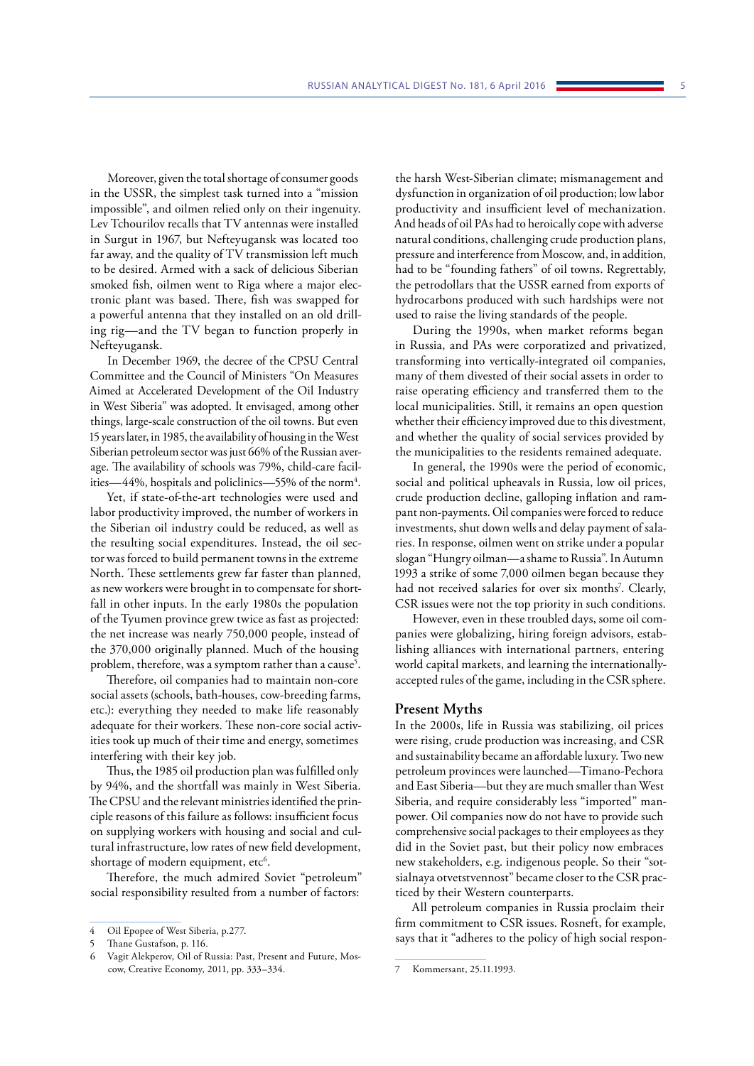Moreover, given the total shortage of consumer goods in the USSR, the simplest task turned into a "mission impossible", and oilmen relied only on their ingenuity. Lev Tchourilov recalls that TV antennas were installed in Surgut in 1967, but Nefteyugansk was located too far away, and the quality of TV transmission left much to be desired. Armed with a sack of delicious Siberian smoked fish, oilmen went to Riga where a major electronic plant was based. There, fish was swapped for a powerful antenna that they installed on an old drilling rig—and the TV began to function properly in Nefteyugansk.

In December 1969, the decree of the CPSU Central Committee and the Council of Ministers "On Measures Aimed at Accelerated Development of the Oil Industry in West Siberia" was adopted. It envisaged, among other things, large-scale construction of the oil towns. But even 15 years later, in 1985, the availability of housing in the West Siberian petroleum sector was just 66% of the Russian average. The availability of schools was 79%, child-care facilities—44%, hospitals and policlinics—55% of the norm[4].

Yet, if state-of-the-art technologies were used and labor productivity improved, the number of workers in the Siberian oil industry could be reduced, as well as the resulting social expenditures. Instead, the oil sector was forced to build permanent towns in the extreme North. These settlements grew far faster than planned, as new workers were brought in to compensate for shortfall in other inputs. In the early 1980s the population of the Tyumen province grew twice as fast as projected: the net increase was nearly 750,000 people, instead of the 370,000 originally planned. Much of the housing problem, therefore, was a symptom rather than a cause[5].

Therefore, oil companies had to maintain non-core social assets (schools, bath-houses, cow-breeding farms, etc.): everything they needed to make life reasonably adequate for their workers. These non-core social activities took up much of their time and energy, sometimes interfering with their key job.

Thus, the 1985 oil production plan was fulfilled only by 94%, and the shortfall was mainly in West Siberia. The CPSU and the relevant ministries identified the principle reasons of this failure as follows: insufficient focus on supplying workers with housing and social and cultural infrastructure, low rates of new field development, shortage of modern equipment, etc[6].

Therefore, the much admired Soviet "petroleum" social responsibility resulted from a number of factors: the harsh West-Siberian climate; mismanagement and dysfunction in organization of oil production; low labor productivity and insufficient level of mechanization. And heads of oil PAs had to heroically cope with adverse natural conditions, challenging crude production plans, pressure and interference from Moscow, and, in addition, had to be "founding fathers" of oil towns. Regrettably, the petrodollars that the USSR earned from exports of hydrocarbons produced with such hardships were not used to raise the living standards of the people.

During the 1990s, when market reforms began in Russia, and PAs were corporatized and privatized, transforming into vertically-integrated oil companies, many of them divested of their social assets in order to raise operating efficiency and transferred them to the local municipalities. Still, it remains an open question whether their efficiency improved due to this divestment, and whether the quality of social services provided by the municipalities to the residents remained adequate.

In general, the 1990s were the period of economic, social and political upheavals in Russia, low oil prices, crude production decline, galloping inflation and rampant non-payments. Oil companies were forced to reduce investments, shut down wells and delay payment of salaries. In response, oilmen went on strike under a popular slogan "Hungry oilman—a shame to Russia". In Autumn 1993 a strike of some 7,000 oilmen began because they had not received salaries for over six months[7]. Clearly, CSR issues were not the top priority in such conditions.

However, even in these troubled days, some oil companies were globalizing, hiring foreign advisors, establishing alliances with international partners, entering world capital markets, and learning the internationally-accepted rules of the game, including in the CSR sphere.

## Present Myths

In the 2000s, life in Russia was stabilizing, oil prices were rising, crude production was increasing, and CSR and sustainability became an affordable luxury. Two new petroleum provinces were launched—Timano-Pechora and East Siberia—but they are much smaller than West Siberia, and require considerably less "imported" manpower. Oil companies now do not have to provide such comprehensive social packages to their employees as they did in the Soviet past, but their policy now embraces new stakeholders, e.g. indigenous people. So their "sotsialnaya otvetstvennost" became closer to the CSR practiced by their Western counterparts.

All petroleum companies in Russia proclaim their firm commitment to CSR issues. Rosneft, for example, says that it "adheres to the policy of high social respon-

---

4 Oil Epopee of West Siberia, p.277.

5 Thane Gustafson, p. 116.

6 Vagit Alekperov, Oil of Russia: Past, Present and Future, Moscow, Creative Economy, 2011, pp. 333–334.

7 Kommersant, 25.11.1993.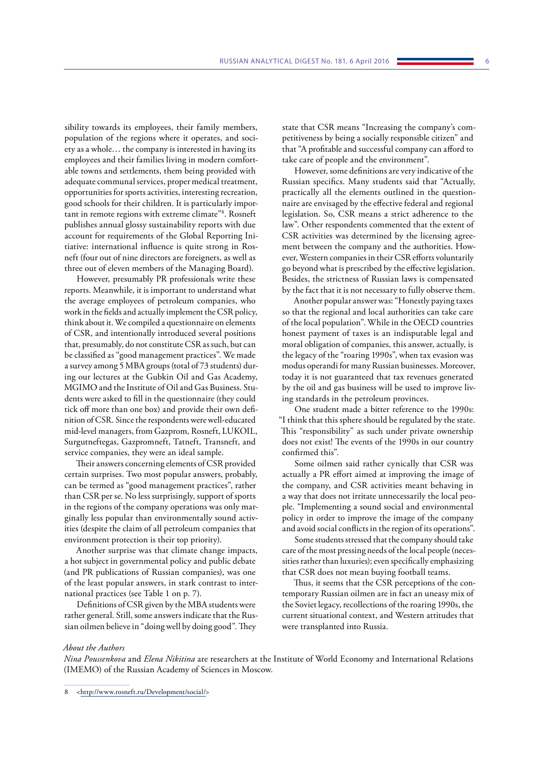sibility towards its employees, their family members, population of the regions where it operates, and society as a whole… the company is interested in having its employees and their families living in modern comfortable towns and settlements, them being provided with adequate communal services, proper medical treatment, opportunities for sports activities, interesting recreation, good schools for their children. It is particularly important in remote regions with extreme climate"[8]. Rosneft publishes annual glossy sustainability reports with due account for requirements of the Global Reporting Initiative: international influence is quite strong in Rosneft (four out of nine directors are foreigners, as well as three out of eleven members of the Managing Board).

However, presumably PR professionals write these reports. Meanwhile, it is important to understand what the average employees of petroleum companies, who work in the fields and actually implement the CSR policy, think about it. We compiled a questionnaire on elements of CSR, and intentionally introduced several positions that, presumably, do not constitute CSR as such, but can be classified as "good management practices". We made a survey among 5 MBA groups (total of 73 students) during our lectures at the Gubkin Oil and Gas Academy, MGIMO and the Institute of Oil and Gas Business. Students were asked to fill in the questionnaire (they could tick off more than one box) and provide their own definition of CSR. Since the respondents were well-educated mid-level managers, from Gazprom, Rosneft, LUKOIL, Surgutneftegas, Gazpromneft, Tatneft, Transneft, and service companies, they were an ideal sample.

Their answers concerning elements of CSR provided certain surprises. Two most popular answers, probably, can be termed as "good management practices", rather than CSR per se. No less surprisingly, support of sports in the regions of the company operations was only marginally less popular than environmentally sound activities (despite the claim of all petroleum companies that environment protection is their top priority).

Another surprise was that climate change impacts, a hot subject in governmental policy and public debate (and PR publications of Russian companies), was one of the least popular answers, in stark contrast to international practices (see Table 1 on p. 7).

Definitions of CSR given by the MBA students were rather general. Still, some answers indicate that the Russian oilmen believe in "doing well by doing good". They state that CSR means "Increasing the company's competitiveness by being a socially responsible citizen" and that "A profitable and successful company can afford to take care of people and the environment".

However, some definitions are very indicative of the Russian specifics. Many students said that "Actually, practically all the elements outlined in the questionnaire are envisaged by the effective federal and regional legislation. So, CSR means a strict adherence to the law". Other respondents commented that the extent of CSR activities was determined by the licensing agreement between the company and the authorities. However, Western companies in their CSR efforts voluntarily go beyond what is prescribed by the effective legislation. Besides, the strictness of Russian laws is compensated by the fact that it is not necessary to fully observe them.

Another popular answer was: "Honestly paying taxes so that the regional and local authorities can take care of the local population". While in the OECD countries honest payment of taxes is an indisputable legal and moral obligation of companies, this answer, actually, is the legacy of the "roaring 1990s", when tax evasion was modus operandi for many Russian businesses. Moreover, today it is not guaranteed that tax revenues generated by the oil and gas business will be used to improve living standards in the petroleum provinces.

One student made a bitter reference to the 1990s: "I think that this sphere should be regulated by the state. This "responsibility" as such under private ownership does not exist! The events of the 1990s in our country confirmed this".

Some oilmen said rather cynically that CSR was actually a PR effort aimed at improving the image of the company, and CSR activities meant behaving in a way that does not irritate unnecessarily the local people. "Implementing a sound social and environmental policy in order to improve the image of the company and avoid social conflicts in the region of its operations".

Some students stressed that the company should take care of the most pressing needs of the local people (necessities rather than luxuries); even specifically emphasizing that CSR does not mean buying football teams.

Thus, it seems that the CSR perceptions of the contemporary Russian oilmen are in fact an uneasy mix of the Soviet legacy, recollections of the roaring 1990s, the current situational context, and Western attitudes that were transplanted into Russia.

*About the Authors*

*Nina Poussenkova* and *Elena Nikitina* are researchers at the Institute of World Economy and International Relations (IMEMO) of the Russian Academy of Sciences in Moscow.

8 <http://www.rosneft.ru/Development/social/>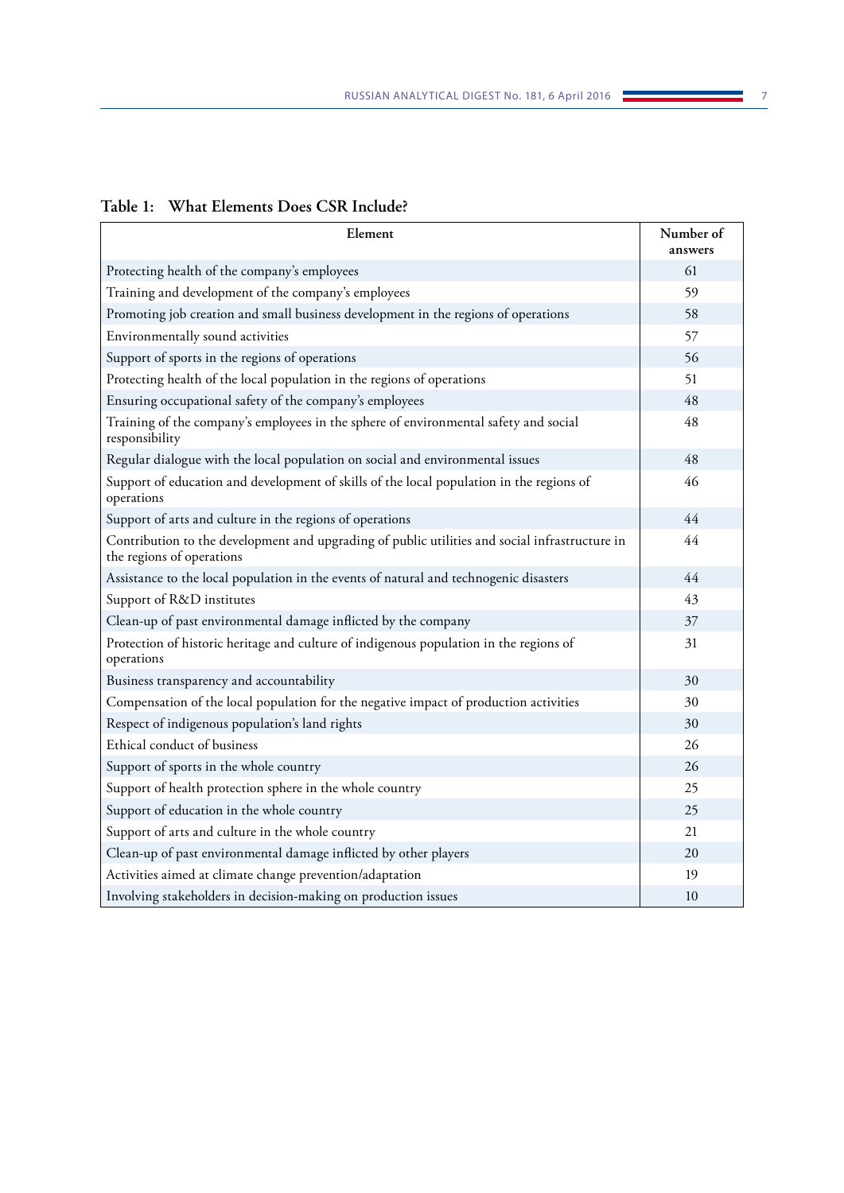**Table 1: What Elements Does CSR Include?**

| Element | Number of answers |
|---|---|
| Protecting health of the company's employees | 61 |
| Training and development of the company's employees | 59 |
| Promoting job creation and small business development in the regions of operations | 58 |
| Environmentally sound activities | 57 |
| Support of sports in the regions of operations | 56 |
| Protecting health of the local population in the regions of operations | 51 |
| Ensuring occupational safety of the company's employees | 48 |
| Training of the company's employees in the sphere of environmental safety and social responsibility | 48 |
| Regular dialogue with the local population on social and environmental issues | 48 |
| Support of education and development of skills of the local population in the regions of operations | 46 |
| Support of arts and culture in the regions of operations | 44 |
| Contribution to the development and upgrading of public utilities and social infrastructure in the regions of operations | 44 |
| Assistance to the local population in the events of natural and technogenic disasters | 44 |
| Support of R&D institutes | 43 |
| Clean-up of past environmental damage inflicted by the company | 37 |
| Protection of historic heritage and culture of indigenous population in the regions of operations | 31 |
| Business transparency and accountability | 30 |
| Compensation of the local population for the negative impact of production activities | 30 |
| Respect of indigenous population's land rights | 30 |
| Ethical conduct of business | 26 |
| Support of sports in the whole country | 26 |
| Support of health protection sphere in the whole country | 25 |
| Support of education in the whole country | 25 |
| Support of arts and culture in the whole country | 21 |
| Clean-up of past environmental damage inflicted by other players | 20 |
| Activities aimed at climate change prevention/adaptation | 19 |
| Involving stakeholders in decision-making on production issues | 10 |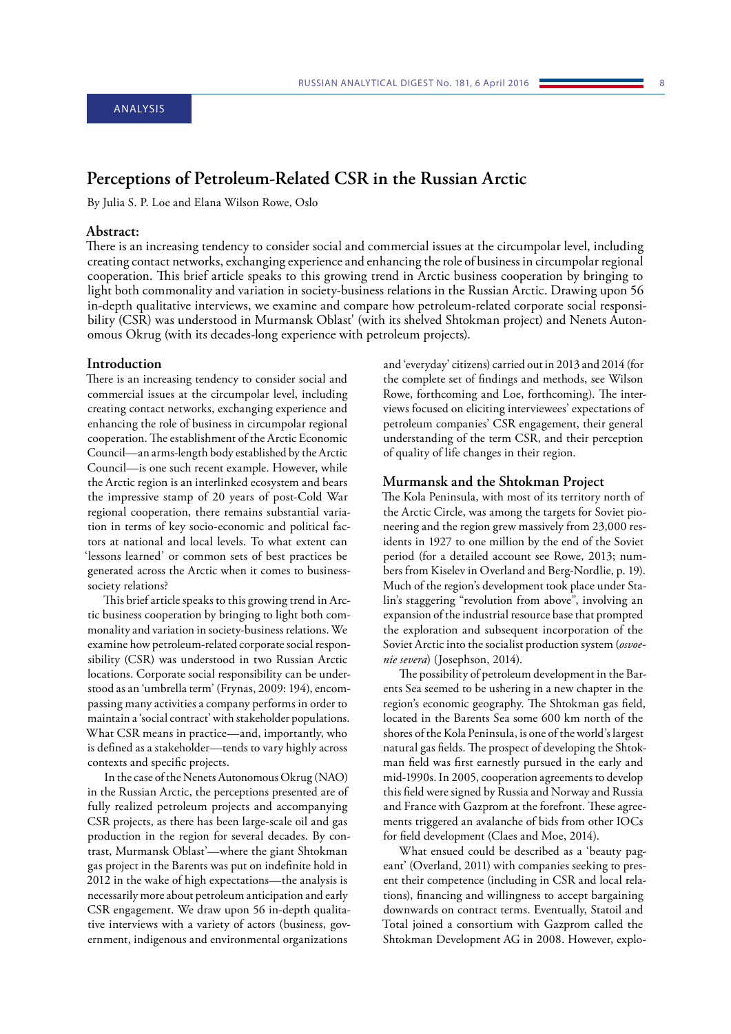ANALYSIS

# Perceptions of Petroleum-Related CSR in the Russian Arctic

By Julia S. P. Loe and Elana Wilson Rowe, Oslo

## Abstract:

There is an increasing tendency to consider social and commercial issues at the circumpolar level, including creating contact networks, exchanging experience and enhancing the role of business in circumpolar regional cooperation. This brief article speaks to this growing trend in Arctic business cooperation by bringing to light both commonality and variation in society-business relations in the Russian Arctic. Drawing upon 56 in-depth qualitative interviews, we examine and compare how petroleum-related corporate social responsibility (CSR) was understood in Murmansk Oblast' (with its shelved Shtokman project) and Nenets Autonomous Okrug (with its decades-long experience with petroleum projects).

## Introduction

There is an increasing tendency to consider social and commercial issues at the circumpolar level, including creating contact networks, exchanging experience and enhancing the role of business in circumpolar regional cooperation. The establishment of the Arctic Economic Council—an arms-length body established by the Arctic Council—is one such recent example. However, while the Arctic region is an interlinked ecosystem and bears the impressive stamp of 20 years of post-Cold War regional cooperation, there remains substantial variation in terms of key socio-economic and political factors at national and local levels. To what extent can 'lessons learned' or common sets of best practices be generated across the Arctic when it comes to business-society relations?

This brief article speaks to this growing trend in Arctic business cooperation by bringing to light both commonality and variation in society-business relations. We examine how petroleum-related corporate social responsibility (CSR) was understood in two Russian Arctic locations. Corporate social responsibility can be understood as an 'umbrella term' (Frynas, 2009: 194), encompassing many activities a company performs in order to maintain a 'social contract' with stakeholder populations. What CSR means in practice—and, importantly, who is defined as a stakeholder—tends to vary highly across contexts and specific projects.

In the case of the Nenets Autonomous Okrug (NAO) in the Russian Arctic, the perceptions presented are of fully realized petroleum projects and accompanying CSR projects, as there has been large-scale oil and gas production in the region for several decades. By contrast, Murmansk Oblast'—where the giant Shtokman gas project in the Barents was put on indefinite hold in 2012 in the wake of high expectations—the analysis is necessarily more about petroleum anticipation and early CSR engagement. We draw upon 56 in-depth qualitative interviews with a variety of actors (business, government, indigenous and environmental organizations and 'everyday' citizens) carried out in 2013 and 2014 (for the complete set of findings and methods, see Wilson Rowe, forthcoming and Loe, forthcoming). The interviews focused on eliciting interviewees' expectations of petroleum companies' CSR engagement, their general understanding of the term CSR, and their perception of quality of life changes in their region.

## Murmansk and the Shtokman Project

The Kola Peninsula, with most of its territory north of the Arctic Circle, was among the targets for Soviet pioneering and the region grew massively from 23,000 residents in 1927 to one million by the end of the Soviet period (for a detailed account see Rowe, 2013; numbers from Kiselev in Overland and Berg-Nordlie, p. 19). Much of the region's development took place under Stalin's staggering "revolution from above", involving an expansion of the industrial resource base that prompted the exploration and subsequent incorporation of the Soviet Arctic into the socialist production system (*osvoenie severa*) (Josephson, 2014).

The possibility of petroleum development in the Barents Sea seemed to be ushering in a new chapter in the region's economic geography. The Shtokman gas field, located in the Barents Sea some 600 km north of the shores of the Kola Peninsula, is one of the world's largest natural gas fields. The prospect of developing the Shtokman field was first earnestly pursued in the early and mid-1990s. In 2005, cooperation agreements to develop this field were signed by Russia and Norway and Russia and France with Gazprom at the forefront. These agreements triggered an avalanche of bids from other IOCs for field development (Claes and Moe, 2014).

What ensued could be described as a 'beauty pageant' (Overland, 2011) with companies seeking to present their competence (including in CSR and local relations), financing and willingness to accept bargaining downwards on contract terms. Eventually, Statoil and Total joined a consortium with Gazprom called the Shtokman Development AG in 2008. However, explo-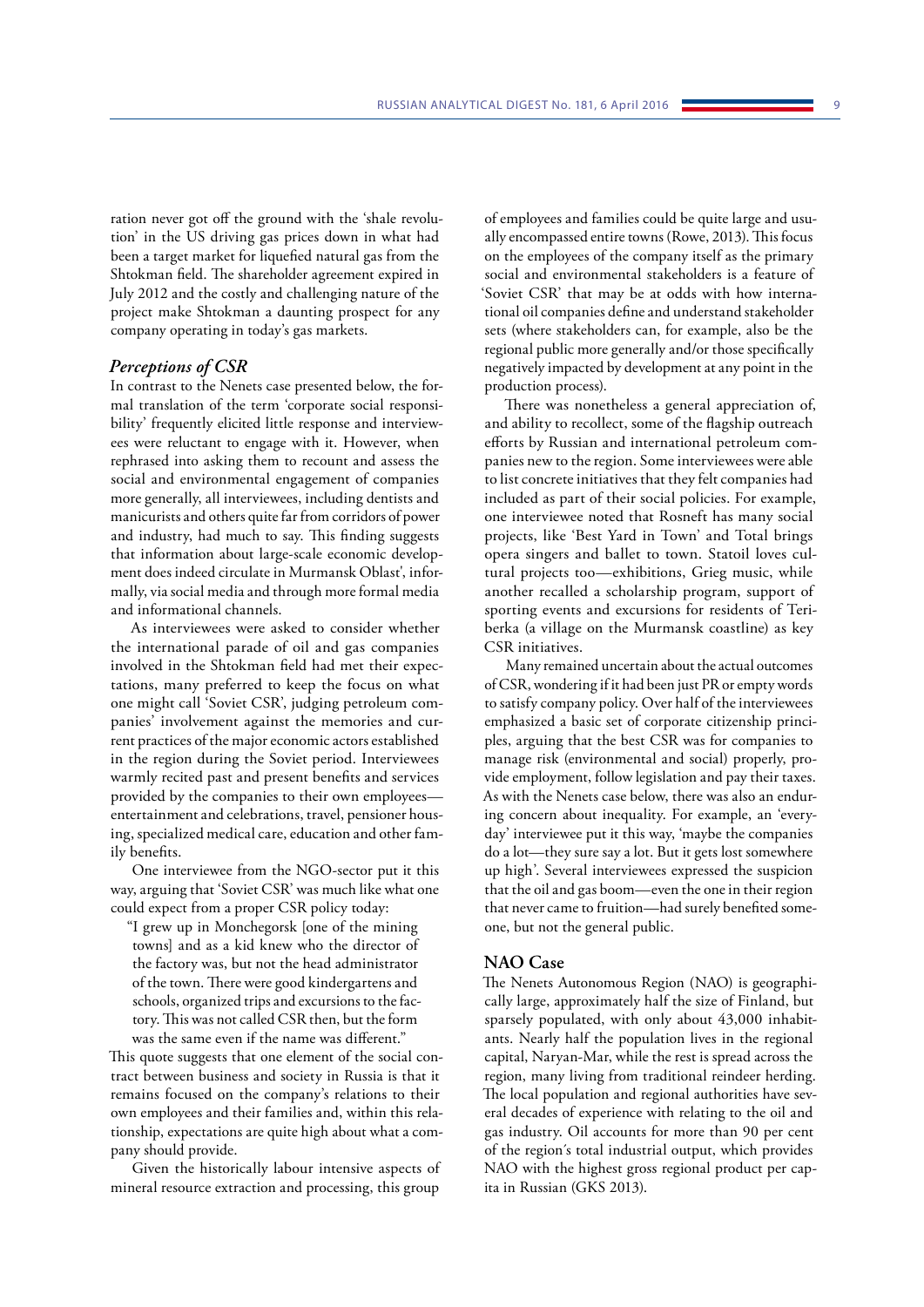ration never got off the ground with the 'shale revolution' in the US driving gas prices down in what had been a target market for liquefied natural gas from the Shtokman field. The shareholder agreement expired in July 2012 and the costly and challenging nature of the project make Shtokman a daunting prospect for any company operating in today's gas markets.

### *Perceptions of CSR*

In contrast to the Nenets case presented below, the formal translation of the term 'corporate social responsibility' frequently elicited little response and interviewees were reluctant to engage with it. However, when rephrased into asking them to recount and assess the social and environmental engagement of companies more generally, all interviewees, including dentists and manicurists and others quite far from corridors of power and industry, had much to say. This finding suggests that information about large-scale economic development does indeed circulate in Murmansk Oblast', informally, via social media and through more formal media and informational channels.

As interviewees were asked to consider whether the international parade of oil and gas companies involved in the Shtokman field had met their expectations, many preferred to keep the focus on what one might call 'Soviet CSR', judging petroleum companies' involvement against the memories and current practices of the major economic actors established in the region during the Soviet period. Interviewees warmly recited past and present benefits and services provided by the companies to their own employees—entertainment and celebrations, travel, pensioner housing, specialized medical care, education and other family benefits.

One interviewee from the NGO-sector put it this way, arguing that 'Soviet CSR' was much like what one could expect from a proper CSR policy today:

> "I grew up in Monchegorsk [one of the mining towns] and as a kid knew who the director of the factory was, but not the head administrator of the town. There were good kindergartens and schools, organized trips and excursions to the factory. This was not called CSR then, but the form was the same even if the name was different."

This quote suggests that one element of the social contract between business and society in Russia is that it remains focused on the company's relations to their own employees and their families and, within this relationship, expectations are quite high about what a company should provide.

Given the historically labour intensive aspects of mineral resource extraction and processing, this group of employees and families could be quite large and usually encompassed entire towns (Rowe, 2013). This focus on the employees of the company itself as the primary social and environmental stakeholders is a feature of 'Soviet CSR' that may be at odds with how international oil companies define and understand stakeholder sets (where stakeholders can, for example, also be the regional public more generally and/or those specifically negatively impacted by development at any point in the production process).

There was nonetheless a general appreciation of, and ability to recollect, some of the flagship outreach efforts by Russian and international petroleum companies new to the region. Some interviewees were able to list concrete initiatives that they felt companies had included as part of their social policies. For example, one interviewee noted that Rosneft has many social projects, like 'Best Yard in Town' and Total brings opera singers and ballet to town. Statoil loves cultural projects too—exhibitions, Grieg music, while another recalled a scholarship program, support of sporting events and excursions for residents of Teriberka (a village on the Murmansk coastline) as key CSR initiatives.

Many remained uncertain about the actual outcomes of CSR, wondering if it had been just PR or empty words to satisfy company policy. Over half of the interviewees emphasized a basic set of corporate citizenship principles, arguing that the best CSR was for companies to manage risk (environmental and social) properly, provide employment, follow legislation and pay their taxes. As with the Nenets case below, there was also an enduring concern about inequality. For example, an 'everyday' interviewee put it this way, 'maybe the companies do a lot—they sure say a lot. But it gets lost somewhere up high'. Several interviewees expressed the suspicion that the oil and gas boom—even the one in their region that never came to fruition—had surely benefited someone, but not the general public.

## NAO Case

The Nenets Autonomous Region (NAO) is geographically large, approximately half the size of Finland, but sparsely populated, with only about 43,000 inhabitants. Nearly half the population lives in the regional capital, Naryan-Mar, while the rest is spread across the region, many living from traditional reindeer herding. The local population and regional authorities have several decades of experience with relating to the oil and gas industry. Oil accounts for more than 90 per cent of the region´s total industrial output, which provides NAO with the highest gross regional product per capita in Russian (GKS 2013).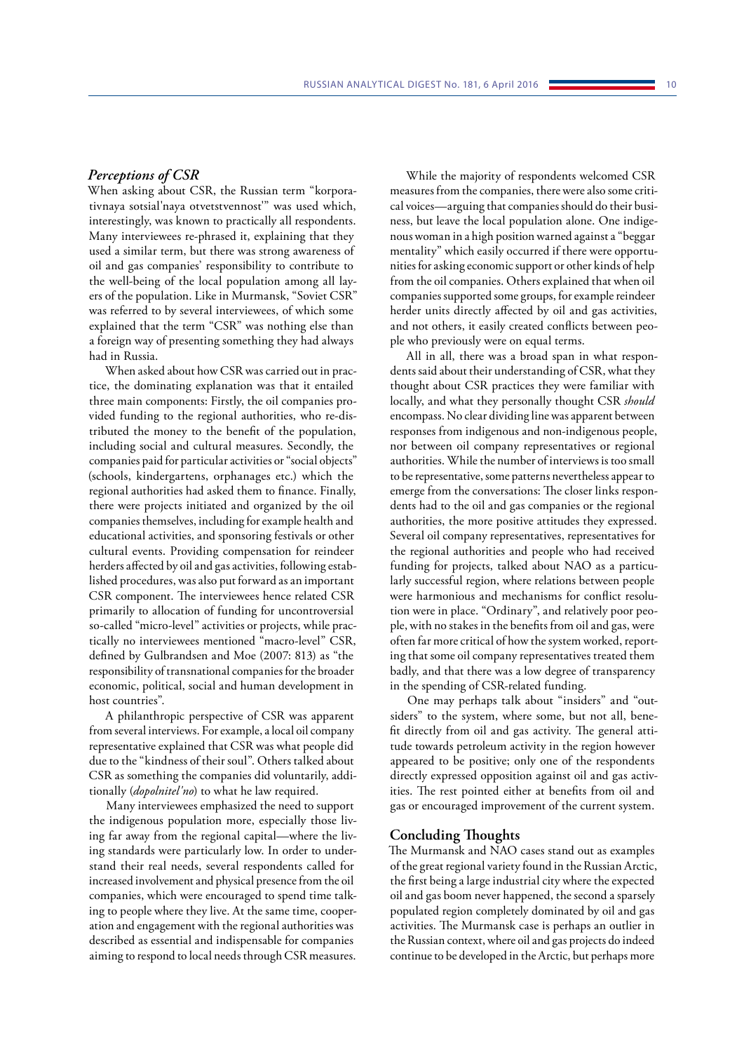### *Perceptions of CSR*

When asking about CSR, the Russian term "korporativnaya sotsial'naya otvetstvennost'" was used which, interestingly, was known to practically all respondents. Many interviewees re-phrased it, explaining that they used a similar term, but there was strong awareness of oil and gas companies' responsibility to contribute to the well-being of the local population among all layers of the population. Like in Murmansk, "Soviet CSR" was referred to by several interviewees, of which some explained that the term "CSR" was nothing else than a foreign way of presenting something they had always had in Russia.

When asked about how CSR was carried out in practice, the dominating explanation was that it entailed three main components: Firstly, the oil companies provided funding to the regional authorities, who re-distributed the money to the benefit of the population, including social and cultural measures. Secondly, the companies paid for particular activities or "social objects" (schools, kindergartens, orphanages etc.) which the regional authorities had asked them to finance. Finally, there were projects initiated and organized by the oil companies themselves, including for example health and educational activities, and sponsoring festivals or other cultural events. Providing compensation for reindeer herders affected by oil and gas activities, following established procedures, was also put forward as an important CSR component. The interviewees hence related CSR primarily to allocation of funding for uncontroversial so-called "micro-level" activities or projects, while practically no interviewees mentioned "macro-level" CSR, defined by Gulbrandsen and Moe (2007: 813) as "the responsibility of transnational companies for the broader economic, political, social and human development in host countries".

A philanthropic perspective of CSR was apparent from several interviews. For example, a local oil company representative explained that CSR was what people did due to the "kindness of their soul". Others talked about CSR as something the companies did voluntarily, additionally (*dopolnitel'no*) to what he law required.

Many interviewees emphasized the need to support the indigenous population more, especially those living far away from the regional capital—where the living standards were particularly low. In order to understand their real needs, several respondents called for increased involvement and physical presence from the oil companies, which were encouraged to spend time talking to people where they live. At the same time, cooperation and engagement with the regional authorities was described as essential and indispensable for companies aiming to respond to local needs through CSR measures.

While the majority of respondents welcomed CSR measures from the companies, there were also some critical voices—arguing that companies should do their business, but leave the local population alone. One indigenous woman in a high position warned against a "beggar mentality" which easily occurred if there were opportunities for asking economic support or other kinds of help from the oil companies. Others explained that when oil companies supported some groups, for example reindeer herder units directly affected by oil and gas activities, and not others, it easily created conflicts between people who previously were on equal terms.

All in all, there was a broad span in what respondents said about their understanding of CSR, what they thought about CSR practices they were familiar with locally, and what they personally thought CSR *should* encompass. No clear dividing line was apparent between responses from indigenous and non-indigenous people, nor between oil company representatives or regional authorities. While the number of interviews is too small to be representative, some patterns nevertheless appear to emerge from the conversations: The closer links respondents had to the oil and gas companies or the regional authorities, the more positive attitudes they expressed. Several oil company representatives, representatives for the regional authorities and people who had received funding for projects, talked about NAO as a particularly successful region, where relations between people were harmonious and mechanisms for conflict resolution were in place. "Ordinary", and relatively poor people, with no stakes in the benefits from oil and gas, were often far more critical of how the system worked, reporting that some oil company representatives treated them badly, and that there was a low degree of transparency in the spending of CSR-related funding.

One may perhaps talk about "insiders" and "outsiders" to the system, where some, but not all, benefit directly from oil and gas activity. The general attitude towards petroleum activity in the region however appeared to be positive; only one of the respondents directly expressed opposition against oil and gas activities. The rest pointed either at benefits from oil and gas or encouraged improvement of the current system.

## Concluding Thoughts

The Murmansk and NAO cases stand out as examples of the great regional variety found in the Russian Arctic, the first being a large industrial city where the expected oil and gas boom never happened, the second a sparsely populated region completely dominated by oil and gas activities. The Murmansk case is perhaps an outlier in the Russian context, where oil and gas projects do indeed continue to be developed in the Arctic, but perhaps more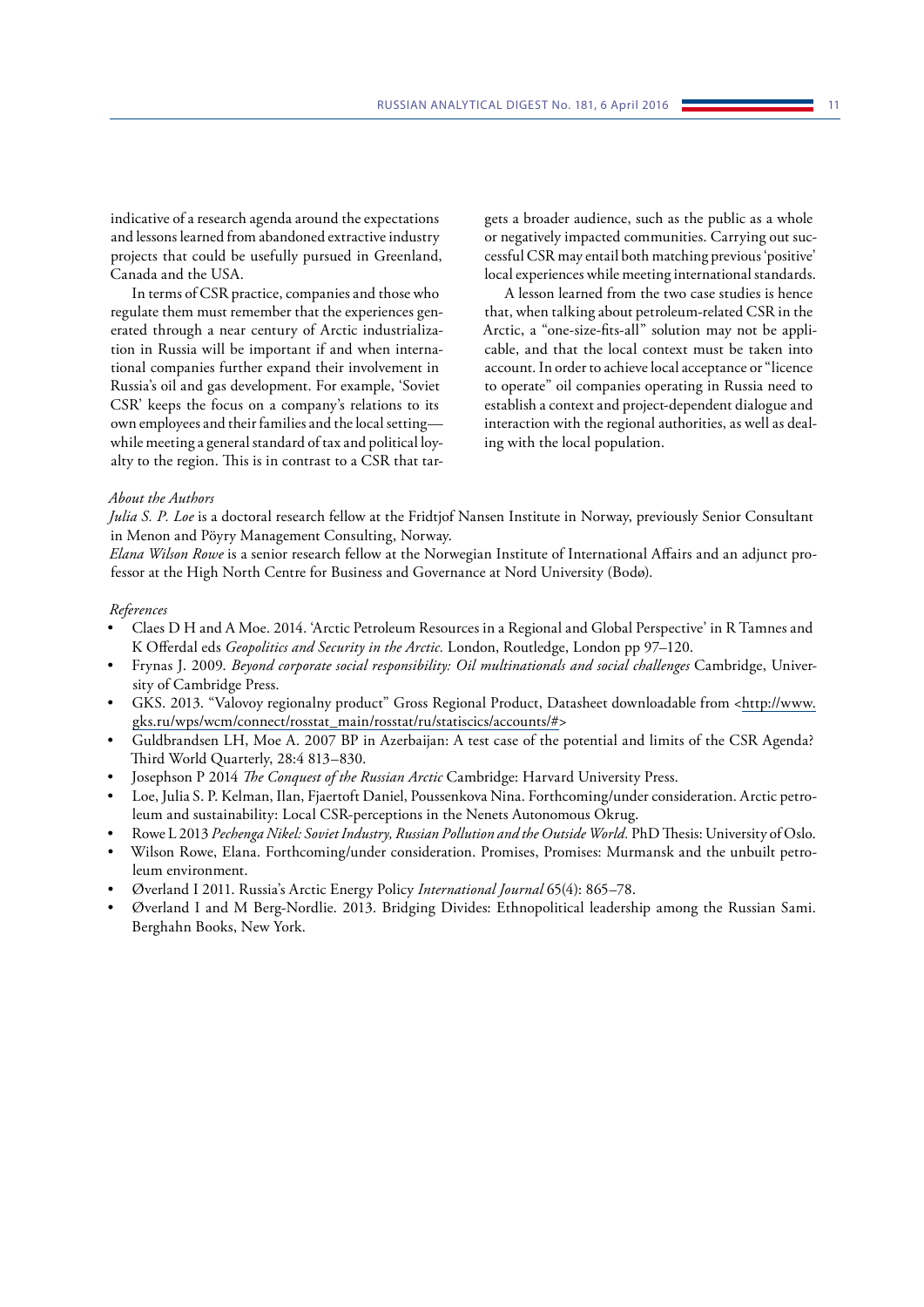indicative of a research agenda around the expectations and lessons learned from abandoned extractive industry projects that could be usefully pursued in Greenland, Canada and the USA.

In terms of CSR practice, companies and those who regulate them must remember that the experiences generated through a near century of Arctic industrialization in Russia will be important if and when international companies further expand their involvement in Russia's oil and gas development. For example, 'Soviet CSR' keeps the focus on a company's relations to its own employees and their families and the local setting—while meeting a general standard of tax and political loyalty to the region. This is in contrast to a CSR that targets a broader audience, such as the public as a whole or negatively impacted communities. Carrying out successful CSR may entail both matching previous 'positive' local experiences while meeting international standards.

A lesson learned from the two case studies is hence that, when talking about petroleum-related CSR in the Arctic, a "one-size-fits-all" solution may not be applicable, and that the local context must be taken into account. In order to achieve local acceptance or "licence to operate" oil companies operating in Russia need to establish a context and project-dependent dialogue and interaction with the regional authorities, as well as dealing with the local population.

*About the Authors*

*Julia S. P. Loe* is a doctoral research fellow at the Fridtjof Nansen Institute in Norway, previously Senior Consultant in Menon and Pöyry Management Consulting, Norway.

*Elana Wilson Rowe* is a senior research fellow at the Norwegian Institute of International Affairs and an adjunct professor at the High North Centre for Business and Governance at Nord University (Bodø).

*References*

- Claes D H and A Moe. 2014. 'Arctic Petroleum Resources in a Regional and Global Perspective' in R Tamnes and K Offerdal eds *Geopolitics and Security in the Arctic.* London, Routledge, London pp 97–120.
- Frynas J. 2009. *Beyond corporate social responsibility: Oil multinationals and social challenges* Cambridge, University of Cambridge Press.
- GKS. 2013. "Valovoy regionalny product" Gross Regional Product, Datasheet downloadable from <http://www.gks.ru/wps/wcm/connect/rosstat_main/rosstat/ru/statiscics/accounts/#>
- Guldbrandsen LH, Moe A. 2007 BP in Azerbaijan: A test case of the potential and limits of the CSR Agenda? Third World Quarterly, 28:4 813–830.
- Josephson P 2014 *The Conquest of the Russian Arctic* Cambridge: Harvard University Press.
- Loe, Julia S. P. Kelman, Ilan, Fjaertoft Daniel, Poussenkova Nina. Forthcoming/under consideration. Arctic petroleum and sustainability: Local CSR-perceptions in the Nenets Autonomous Okrug.
- Rowe L 2013 *Pechenga Nikel: Soviet Industry, Russian Pollution and the Outside World.* PhD Thesis: University of Oslo.
- Wilson Rowe, Elana. Forthcoming/under consideration. Promises, Promises: Murmansk and the unbuilt petroleum environment.
- Øverland I 2011. Russia's Arctic Energy Policy *International Journal* 65(4): 865–78.
- Øverland I and M Berg-Nordlie. 2013. Bridging Divides: Ethnopolitical leadership among the Russian Sami. Berghahn Books, New York.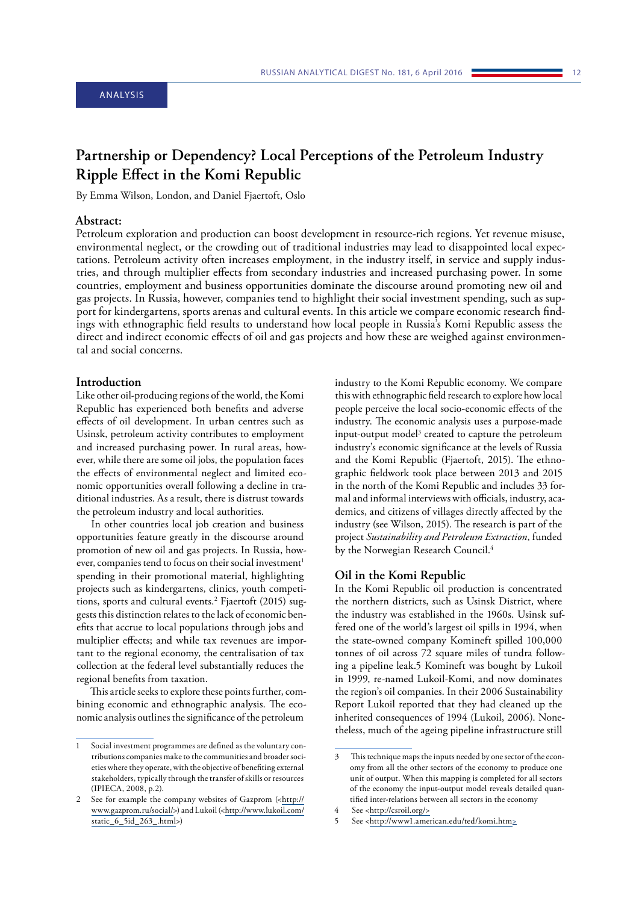ANALYSIS

# Partnership or Dependency? Local Perceptions of the Petroleum Industry Ripple Effect in the Komi Republic

By Emma Wilson, London, and Daniel Fjaertoft, Oslo

## Abstract:

Petroleum exploration and production can boost development in resource-rich regions. Yet revenue misuse, environmental neglect, or the crowding out of traditional industries may lead to disappointed local expectations. Petroleum activity often increases employment, in the industry itself, in service and supply industries, and through multiplier effects from secondary industries and increased purchasing power. In some countries, employment and business opportunities dominate the discourse around promoting new oil and gas projects. In Russia, however, companies tend to highlight their social investment spending, such as support for kindergartens, sports arenas and cultural events. In this article we compare economic research findings with ethnographic field results to understand how local people in Russia's Komi Republic assess the direct and indirect economic effects of oil and gas projects and how these are weighed against environmental and social concerns.

## Introduction

Like other oil-producing regions of the world, the Komi Republic has experienced both benefits and adverse effects of oil development. In urban centres such as Usinsk, petroleum activity contributes to employment and increased purchasing power. In rural areas, however, while there are some oil jobs, the population faces the effects of environmental neglect and limited economic opportunities overall following a decline in traditional industries. As a result, there is distrust towards the petroleum industry and local authorities.

In other countries local job creation and business opportunities feature greatly in the discourse around promotion of new oil and gas projects. In Russia, however, companies tend to focus on their social investment[1] spending in their promotional material, highlighting projects such as kindergartens, clinics, youth competitions, sports and cultural events.[2] Fjaertoft (2015) suggests this distinction relates to the lack of economic benefits that accrue to local populations through jobs and multiplier effects; and while tax revenues are important to the regional economy, the centralisation of tax collection at the federal level substantially reduces the regional benefits from taxation.

This article seeks to explore these points further, combining economic and ethnographic analysis. The economic analysis outlines the significance of the petroleum industry to the Komi Republic economy. We compare this with ethnographic field research to explore how local people perceive the local socio-economic effects of the industry. The economic analysis uses a purpose-made input-output model[3] created to capture the petroleum industry's economic significance at the levels of Russia and the Komi Republic (Fjaertoft, 2015). The ethnographic fieldwork took place between 2013 and 2015 in the north of the Komi Republic and includes 33 formal and informal interviews with officials, industry, academics, and citizens of villages directly affected by the industry (see Wilson, 2015). The research is part of the project *Sustainability and Petroleum Extraction*, funded by the Norwegian Research Council.[4]

## Oil in the Komi Republic

In the Komi Republic oil production is concentrated the northern districts, such as Usinsk District, where the industry was established in the 1960s. Usinsk suffered one of the world's largest oil spills in 1994, when the state-owned company Komineft spilled 100,000 tonnes of oil across 72 square miles of tundra following a pipeline leak.5 Komineft was bought by Lukoil in 1999, re-named Lukoil-Komi, and now dominates the region's oil companies. In their 2006 Sustainability Report Lukoil reported that they had cleaned up the inherited consequences of 1994 (Lukoil, 2006). Nonetheless, much of the ageing pipeline infrastructure still

---

1 Social investment programmes are defined as the voluntary contributions companies make to the communities and broader societies where they operate, with the objective of benefiting external stakeholders, typically through the transfer of skills or resources (IPIECA, 2008, p.2).

2 See for example the company websites of Gazprom (<http://www.gazprom.ru/social/>) and Lukoil (<http://www.lukoil.com/static_6_5id_263_.html>)

3 This technique maps the inputs needed by one sector of the economy from all the other sectors of the economy to produce one unit of output. When this mapping is completed for all sectors of the economy the input-output model reveals detailed quantified inter-relations between all sectors in the economy

4 See <http://csroil.org/>

5 See <http://www1.american.edu/ted/komi.htm>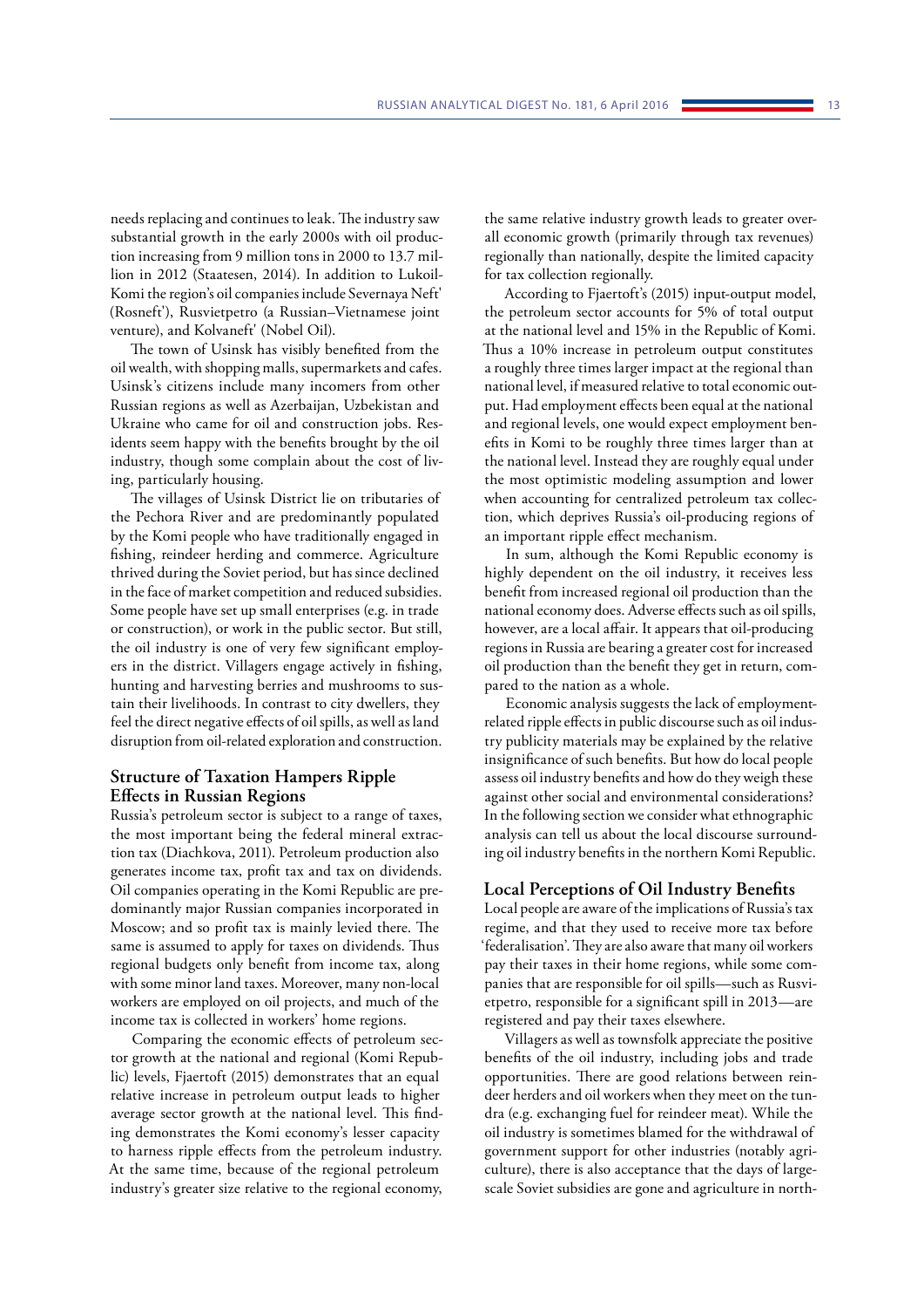needs replacing and continues to leak. The industry saw substantial growth in the early 2000s with oil production increasing from 9 million tons in 2000 to 13.7 million in 2012 (Staatesen, 2014). In addition to Lukoil-Komi the region's oil companies include Severnaya Neft' (Rosneft'), Rusvietpetro (a Russian–Vietnamese joint venture), and Kolvaneft' (Nobel Oil).

The town of Usinsk has visibly benefited from the oil wealth, with shopping malls, supermarkets and cafes. Usinsk's citizens include many incomers from other Russian regions as well as Azerbaijan, Uzbekistan and Ukraine who came for oil and construction jobs. Residents seem happy with the benefits brought by the oil industry, though some complain about the cost of living, particularly housing.

The villages of Usinsk District lie on tributaries of the Pechora River and are predominantly populated by the Komi people who have traditionally engaged in fishing, reindeer herding and commerce. Agriculture thrived during the Soviet period, but has since declined in the face of market competition and reduced subsidies. Some people have set up small enterprises (e.g. in trade or construction), or work in the public sector. But still, the oil industry is one of very few significant employers in the district. Villagers engage actively in fishing, hunting and harvesting berries and mushrooms to sustain their livelihoods. In contrast to city dwellers, they feel the direct negative effects of oil spills, as well as land disruption from oil-related exploration and construction.

## Structure of Taxation Hampers Ripple Effects in Russian Regions

Russia's petroleum sector is subject to a range of taxes, the most important being the federal mineral extraction tax (Diachkova, 2011). Petroleum production also generates income tax, profit tax and tax on dividends. Oil companies operating in the Komi Republic are predominantly major Russian companies incorporated in Moscow; and so profit tax is mainly levied there. The same is assumed to apply for taxes on dividends. Thus regional budgets only benefit from income tax, along with some minor land taxes. Moreover, many non-local workers are employed on oil projects, and much of the income tax is collected in workers' home regions.

Comparing the economic effects of petroleum sector growth at the national and regional (Komi Republic) levels, Fjaertoft (2015) demonstrates that an equal relative increase in petroleum output leads to higher average sector growth at the national level. This finding demonstrates the Komi economy's lesser capacity to harness ripple effects from the petroleum industry. At the same time, because of the regional petroleum industry's greater size relative to the regional economy, the same relative industry growth leads to greater overall economic growth (primarily through tax revenues) regionally than nationally, despite the limited capacity for tax collection regionally.

According to Fjaertoft's (2015) input-output model, the petroleum sector accounts for 5% of total output at the national level and 15% in the Republic of Komi. Thus a 10% increase in petroleum output constitutes a roughly three times larger impact at the regional than national level, if measured relative to total economic output. Had employment effects been equal at the national and regional levels, one would expect employment benefits in Komi to be roughly three times larger than at the national level. Instead they are roughly equal under the most optimistic modeling assumption and lower when accounting for centralized petroleum tax collection, which deprives Russia's oil-producing regions of an important ripple effect mechanism.

In sum, although the Komi Republic economy is highly dependent on the oil industry, it receives less benefit from increased regional oil production than the national economy does. Adverse effects such as oil spills, however, are a local affair. It appears that oil-producing regions in Russia are bearing a greater cost for increased oil production than the benefit they get in return, compared to the nation as a whole.

Economic analysis suggests the lack of employment-related ripple effects in public discourse such as oil industry publicity materials may be explained by the relative insignificance of such benefits. But how do local people assess oil industry benefits and how do they weigh these against other social and environmental considerations? In the following section we consider what ethnographic analysis can tell us about the local discourse surrounding oil industry benefits in the northern Komi Republic.

## Local Perceptions of Oil Industry Benefits

Local people are aware of the implications of Russia's tax regime, and that they used to receive more tax before 'federalisation'. They are also aware that many oil workers pay their taxes in their home regions, while some companies that are responsible for oil spills—such as Rusvietpetro, responsible for a significant spill in 2013—are registered and pay their taxes elsewhere.

Villagers as well as townsfolk appreciate the positive benefits of the oil industry, including jobs and trade opportunities. There are good relations between reindeer herders and oil workers when they meet on the tundra (e.g. exchanging fuel for reindeer meat). While the oil industry is sometimes blamed for the withdrawal of government support for other industries (notably agriculture), there is also acceptance that the days of large-scale Soviet subsidies are gone and agriculture in north-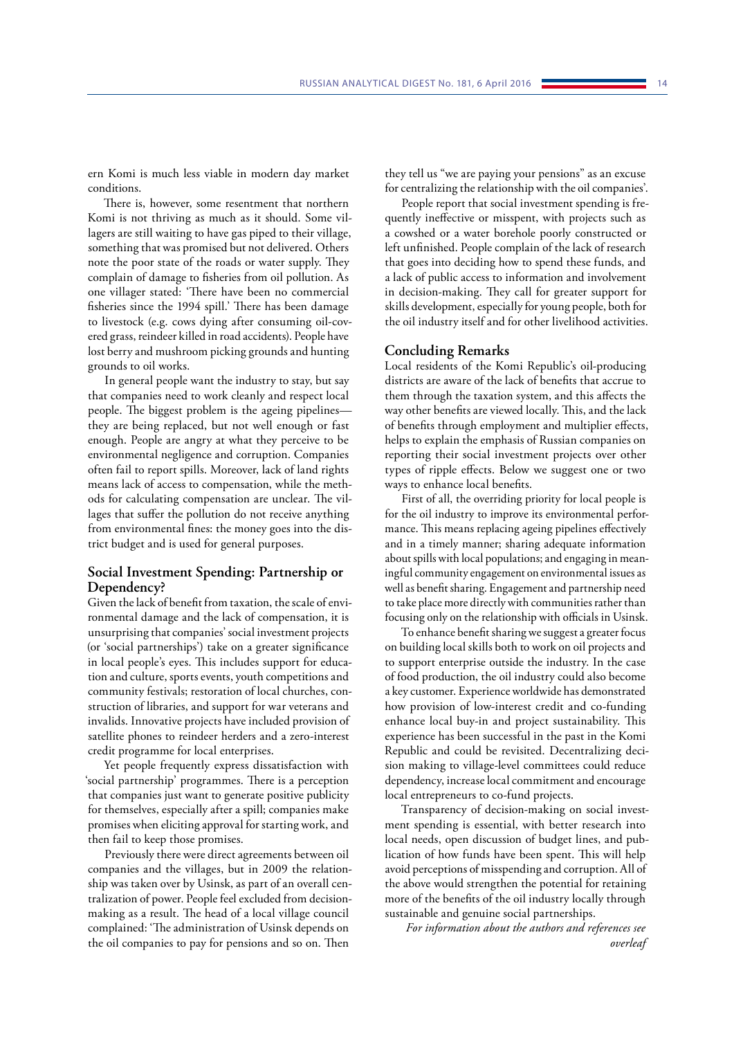ern Komi is much less viable in modern day market conditions.

There is, however, some resentment that northern Komi is not thriving as much as it should. Some villagers are still waiting to have gas piped to their village, something that was promised but not delivered. Others note the poor state of the roads or water supply. They complain of damage to fisheries from oil pollution. As one villager stated: 'There have been no commercial fisheries since the 1994 spill.' There has been damage to livestock (e.g. cows dying after consuming oil-covered grass, reindeer killed in road accidents). People have lost berry and mushroom picking grounds and hunting grounds to oil works.

In general people want the industry to stay, but say that companies need to work cleanly and respect local people. The biggest problem is the ageing pipelines—they are being replaced, but not well enough or fast enough. People are angry at what they perceive to be environmental negligence and corruption. Companies often fail to report spills. Moreover, lack of land rights means lack of access to compensation, while the methods for calculating compensation are unclear. The villages that suffer the pollution do not receive anything from environmental fines: the money goes into the district budget and is used for general purposes.

## Social Investment Spending: Partnership or Dependency?

Given the lack of benefit from taxation, the scale of environmental damage and the lack of compensation, it is unsurprising that companies' social investment projects (or 'social partnerships') take on a greater significance in local people's eyes. This includes support for education and culture, sports events, youth competitions and community festivals; restoration of local churches, construction of libraries, and support for war veterans and invalids. Innovative projects have included provision of satellite phones to reindeer herders and a zero-interest credit programme for local enterprises.

Yet people frequently express dissatisfaction with 'social partnership' programmes. There is a perception that companies just want to generate positive publicity for themselves, especially after a spill; companies make promises when eliciting approval for starting work, and then fail to keep those promises.

Previously there were direct agreements between oil companies and the villages, but in 2009 the relationship was taken over by Usinsk, as part of an overall centralization of power. People feel excluded from decision-making as a result. The head of a local village council complained: 'The administration of Usinsk depends on the oil companies to pay for pensions and so on. Then they tell us "we are paying your pensions" as an excuse for centralizing the relationship with the oil companies'.

People report that social investment spending is frequently ineffective or misspent, with projects such as a cowshed or a water borehole poorly constructed or left unfinished. People complain of the lack of research that goes into deciding how to spend these funds, and a lack of public access to information and involvement in decision-making. They call for greater support for skills development, especially for young people, both for the oil industry itself and for other livelihood activities.

## Concluding Remarks

Local residents of the Komi Republic's oil-producing districts are aware of the lack of benefits that accrue to them through the taxation system, and this affects the way other benefits are viewed locally. This, and the lack of benefits through employment and multiplier effects, helps to explain the emphasis of Russian companies on reporting their social investment projects over other types of ripple effects. Below we suggest one or two ways to enhance local benefits.

First of all, the overriding priority for local people is for the oil industry to improve its environmental performance. This means replacing ageing pipelines effectively and in a timely manner; sharing adequate information about spills with local populations; and engaging in meaningful community engagement on environmental issues as well as benefit sharing. Engagement and partnership need to take place more directly with communities rather than focusing only on the relationship with officials in Usinsk.

To enhance benefit sharing we suggest a greater focus on building local skills both to work on oil projects and to support enterprise outside the industry. In the case of food production, the oil industry could also become a key customer. Experience worldwide has demonstrated how provision of low-interest credit and co-funding enhance local buy-in and project sustainability. This experience has been successful in the past in the Komi Republic and could be revisited. Decentralizing decision making to village-level committees could reduce dependency, increase local commitment and encourage local entrepreneurs to co-fund projects.

Transparency of decision-making on social investment spending is essential, with better research into local needs, open discussion of budget lines, and publication of how funds have been spent. This will help avoid perceptions of misspending and corruption. All of the above would strengthen the potential for retaining more of the benefits of the oil industry locally through sustainable and genuine social partnerships.

*For information about the authors and references see overleaf*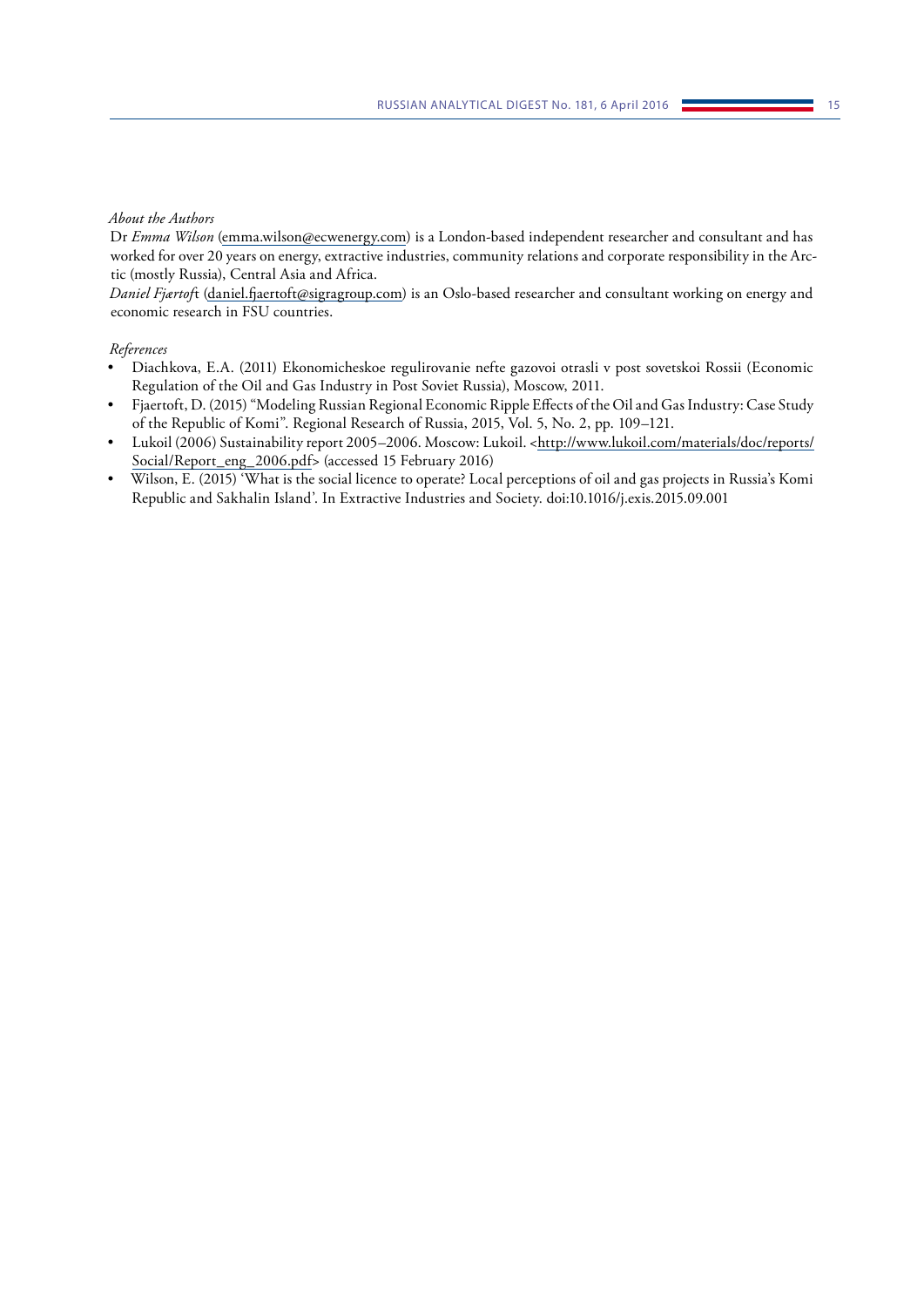*About the Authors*

Dr *Emma Wilson* (emma.wilson@ecwenergy.com) is a London-based independent researcher and consultant and has worked for over 20 years on energy, extractive industries, community relations and corporate responsibility in the Arctic (mostly Russia), Central Asia and Africa.

*Daniel Fjærtoft* (daniel.fjaertoft@sigragroup.com) is an Oslo-based researcher and consultant working on energy and economic research in FSU countries.

*References*

- Diachkova, E.A. (2011) Ekonomicheskoe regulirovanie nefte gazovoi otrasli v post sovetskoi Rossii (Economic Regulation of the Oil and Gas Industry in Post Soviet Russia), Moscow, 2011.
- Fjaertoft, D. (2015) "Modeling Russian Regional Economic Ripple Effects of the Oil and Gas Industry: Case Study of the Republic of Komi". Regional Research of Russia, 2015, Vol. 5, No. 2, pp. 109–121.
- Lukoil (2006) Sustainability report 2005–2006. Moscow: Lukoil. <http://www.lukoil.com/materials/doc/reports/Social/Report_eng_2006.pdf> (accessed 15 February 2016)
- Wilson, E. (2015) 'What is the social licence to operate? Local perceptions of oil and gas projects in Russia's Komi Republic and Sakhalin Island'. In Extractive Industries and Society. doi:10.1016/j.exis.2015.09.001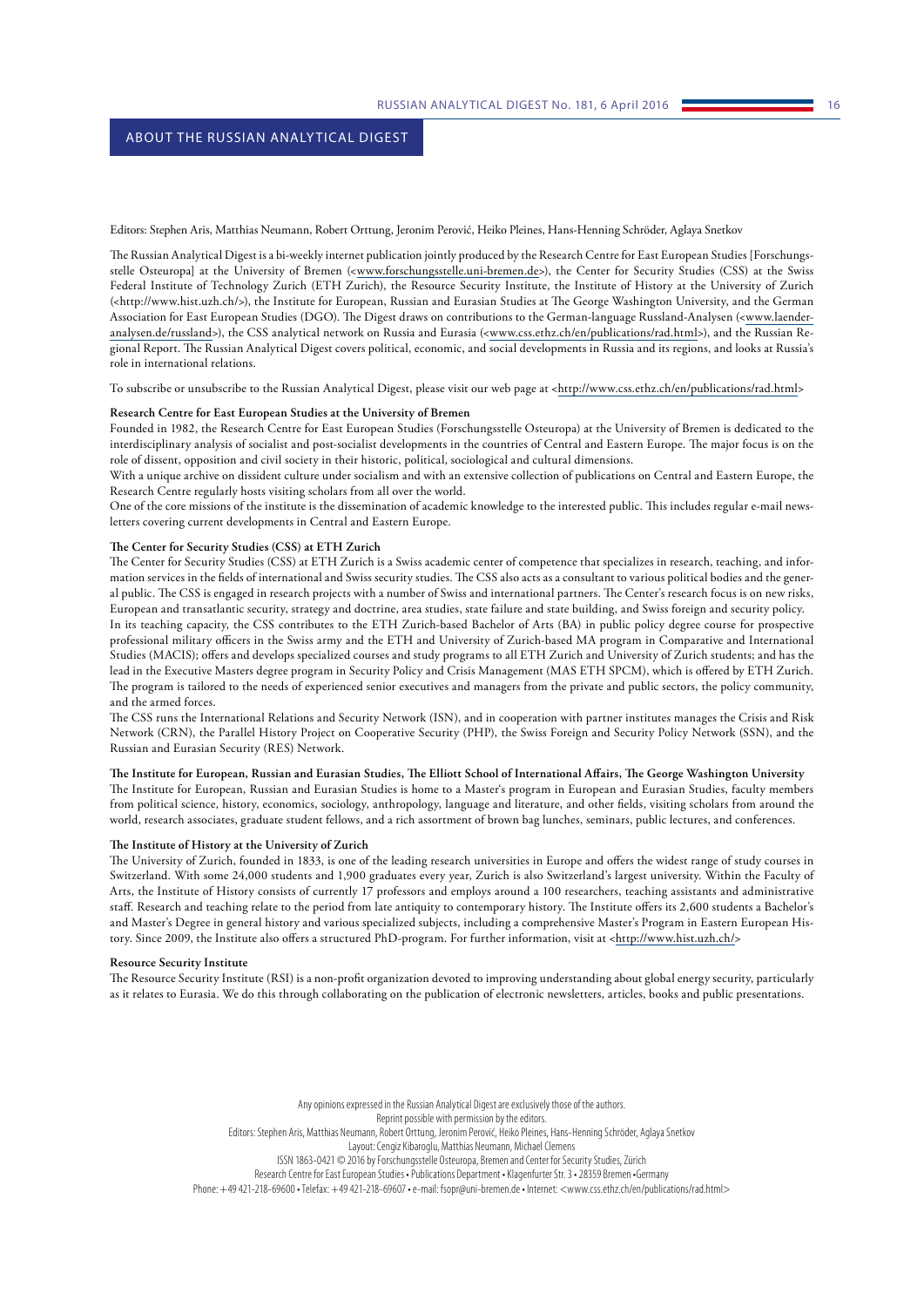## ABOUT THE RUSSIAN ANALYTICAL DIGEST

Editors: Stephen Aris, Matthias Neumann, Robert Orttung, Jeronim Perović, Heiko Pleines, Hans-Henning Schröder, Aglaya Snetkov

The Russian Analytical Digest is a bi-weekly internet publication jointly produced by the Research Centre for East European Studies [Forschungsstelle Osteuropa] at the University of Bremen (<www.forschungsstelle.uni-bremen.de>), the Center for Security Studies (CSS) at the Swiss Federal Institute of Technology Zurich (ETH Zurich), the Resource Security Institute, the Institute of History at the University of Zurich (<http://www.hist.uzh.ch/>), the Institute for European, Russian and Eurasian Studies at The George Washington University, and the German Association for East European Studies (DGO). The Digest draws on contributions to the German-language Russland-Analysen (<www.laender-analysen.de/russland>), the CSS analytical network on Russia and Eurasia (<www.css.ethz.ch/en/publications/rad.html>), and the Russian Regional Report. The Russian Analytical Digest covers political, economic, and social developments in Russia and its regions, and looks at Russia's role in international relations.

To subscribe or unsubscribe to the Russian Analytical Digest, please visit our web page at <http://www.css.ethz.ch/en/publications/rad.html>

**Research Centre for East European Studies at the University of Bremen**

Founded in 1982, the Research Centre for East European Studies (Forschungsstelle Osteuropa) at the University of Bremen is dedicated to the interdisciplinary analysis of socialist and post-socialist developments in the countries of Central and Eastern Europe. The major focus is on the role of dissent, opposition and civil society in their historic, political, sociological and cultural dimensions.

With a unique archive on dissident culture under socialism and with an extensive collection of publications on Central and Eastern Europe, the Research Centre regularly hosts visiting scholars from all over the world.

One of the core missions of the institute is the dissemination of academic knowledge to the interested public. This includes regular e-mail newsletters covering current developments in Central and Eastern Europe.

**The Center for Security Studies (CSS) at ETH Zurich**

The Center for Security Studies (CSS) at ETH Zurich is a Swiss academic center of competence that specializes in research, teaching, and information services in the fields of international and Swiss security studies. The CSS also acts as a consultant to various political bodies and the general public. The CSS is engaged in research projects with a number of Swiss and international partners. The Center's research focus is on new risks, European and transatlantic security, strategy and doctrine, area studies, state failure and state building, and Swiss foreign and security policy.

In its teaching capacity, the CSS contributes to the ETH Zurich-based Bachelor of Arts (BA) in public policy degree course for prospective professional military officers in the Swiss army and the ETH and University of Zurich-based MA program in Comparative and International Studies (MACIS); offers and develops specialized courses and study programs to all ETH Zurich and University of Zurich students; and has the lead in the Executive Masters degree program in Security Policy and Crisis Management (MAS ETH SPCM), which is offered by ETH Zurich. The program is tailored to the needs of experienced senior executives and managers from the private and public sectors, the policy community, and the armed forces.

The CSS runs the International Relations and Security Network (ISN), and in cooperation with partner institutes manages the Crisis and Risk Network (CRN), the Parallel History Project on Cooperative Security (PHP), the Swiss Foreign and Security Policy Network (SSN), and the Russian and Eurasian Security (RES) Network.

**The Institute for European, Russian and Eurasian Studies, The Elliott School of International Affairs, The George Washington University**

The Institute for European, Russian and Eurasian Studies is home to a Master's program in European and Eurasian Studies, faculty members from political science, history, economics, sociology, anthropology, language and literature, and other fields, visiting scholars from around the world, research associates, graduate student fellows, and a rich assortment of brown bag lunches, seminars, public lectures, and conferences.

**The Institute of History at the University of Zurich**

The University of Zurich, founded in 1833, is one of the leading research universities in Europe and offers the widest range of study courses in Switzerland. With some 24,000 students and 1,900 graduates every year, Zurich is also Switzerland's largest university. Within the Faculty of Arts, the Institute of History consists of currently 17 professors and employs around a 100 researchers, teaching assistants and administrative staff. Research and teaching relate to the period from late antiquity to contemporary history. The Institute offers its 2,600 students a Bachelor's and Master's Degree in general history and various specialized subjects, including a comprehensive Master's Program in Eastern European History. Since 2009, the Institute also offers a structured PhD-program. For further information, visit at <http://www.hist.uzh.ch/>

**Resource Security Institute**

The Resource Security Institute (RSI) is a non-profit organization devoted to improving understanding about global energy security, particularly as it relates to Eurasia. We do this through collaborating on the publication of electronic newsletters, articles, books and public presentations.

Any opinions expressed in the Russian Analytical Digest are exclusively those of the authors.
Reprint possible with permission by the editors.
Editors: Stephen Aris, Matthias Neumann, Robert Orttung, Jeronim Perović, Heiko Pleines, Hans-Henning Schröder, Aglaya Snetkov
Layout: Cengiz Kibaroglu, Matthias Neumann, Michael Clemens
ISSN 1863-0421 © 2016 by Forschungsstelle Osteuropa, Bremen and Center for Security Studies, Zürich
Research Centre for East European Studies • Publications Department • Klagenfurter Str. 3 • 28359 Bremen • Germany
Phone: +49 421-218-69600 • Telefax: +49 421-218-69607 • e-mail: fsopr@uni-bremen.de • Internet: <www.css.ethz.ch/en/publications/rad.html>